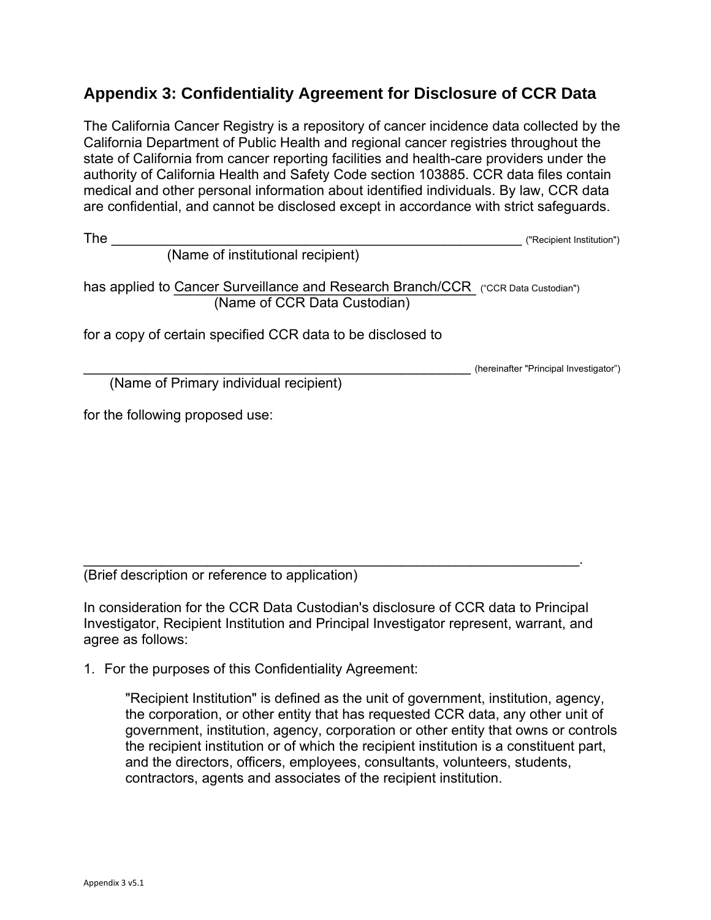## Appendix 3: Confidentiality Agreement for Disclosure of CCR Data

The California Cancer Registry is a repository of cancer incidence data collected by the California Department of Public Health and regional cancer registries throughout the state of California from cancer reporting facilities and health-care providers under the authority of California Health and Safety Code section 103885. CCR data files contain medical and other personal information about identified individuals. By law, CCR data are confidential, and cannot be disclosed except in accordance with strict safeguards.

The ________________________________________________________ ("Recipient Institution")
(Name of institutional recipient)

has applied to Cancer Surveillance and Research Branch/CCR ("CCR Data Custodian")
(Name of CCR Data Custodian)

for a copy of certain specified CCR data to be disclosed to

_____________________________________________________ (hereinafter "Principal Investigator")
(Name of Primary individual recipient)

for the following proposed use:

_______________________________________________________________.
(Brief description or reference to application)

In consideration for the CCR Data Custodian's disclosure of CCR data to Principal Investigator, Recipient Institution and Principal Investigator represent, warrant, and agree as follows:

1. For the purposes of this Confidentiality Agreement:

   "Recipient Institution" is defined as the unit of government, institution, agency, the corporation, or other entity that has requested CCR data, any other unit of government, institution, agency, corporation or other entity that owns or controls the recipient institution or of which the recipient institution is a constituent part, and the directors, officers, employees, consultants, volunteers, students, contractors, agents and associates of the recipient institution.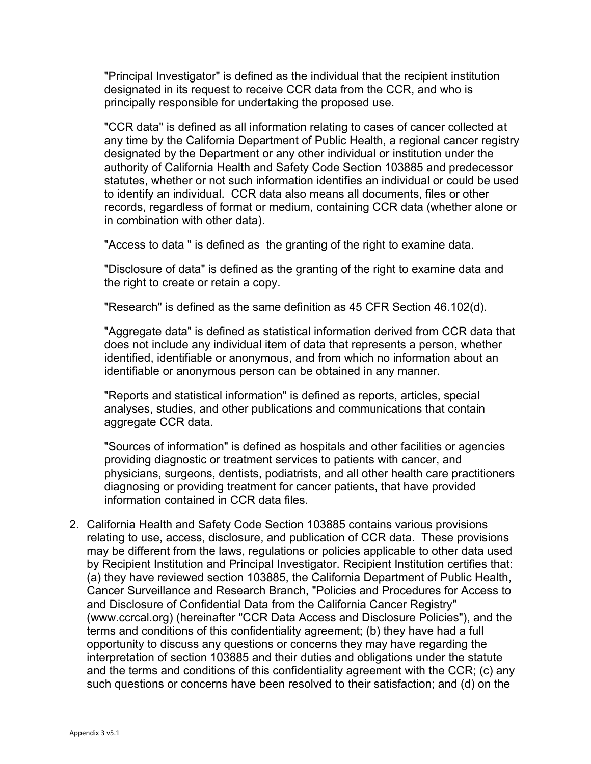"Principal Investigator" is defined as the individual that the recipient institution designated in its request to receive CCR data from the CCR, and who is principally responsible for undertaking the proposed use.

"CCR data" is defined as all information relating to cases of cancer collected at any time by the California Department of Public Health, a regional cancer registry designated by the Department or any other individual or institution under the authority of California Health and Safety Code Section 103885 and predecessor statutes, whether or not such information identifies an individual or could be used to identify an individual. CCR data also means all documents, files or other records, regardless of format or medium, containing CCR data (whether alone or in combination with other data).

"Access to data " is defined as the granting of the right to examine data.

"Disclosure of data" is defined as the granting of the right to examine data and the right to create or retain a copy.

"Research" is defined as the same definition as 45 CFR Section 46.102(d).

"Aggregate data" is defined as statistical information derived from CCR data that does not include any individual item of data that represents a person, whether identified, identifiable or anonymous, and from which no information about an identifiable or anonymous person can be obtained in any manner.

"Reports and statistical information" is defined as reports, articles, special analyses, studies, and other publications and communications that contain aggregate CCR data.

"Sources of information" is defined as hospitals and other facilities or agencies providing diagnostic or treatment services to patients with cancer, and physicians, surgeons, dentists, podiatrists, and all other health care practitioners diagnosing or providing treatment for cancer patients, that have provided information contained in CCR data files.

2. California Health and Safety Code Section 103885 contains various provisions relating to use, access, disclosure, and publication of CCR data. These provisions may be different from the laws, regulations or policies applicable to other data used by Recipient Institution and Principal Investigator. Recipient Institution certifies that: (a) they have reviewed section 103885, the California Department of Public Health, Cancer Surveillance and Research Branch, "Policies and Procedures for Access to and Disclosure of Confidential Data from the California Cancer Registry" (www.ccrcal.org) (hereinafter "CCR Data Access and Disclosure Policies"), and the terms and conditions of this confidentiality agreement; (b) they have had a full opportunity to discuss any questions or concerns they may have regarding the interpretation of section 103885 and their duties and obligations under the statute and the terms and conditions of this confidentiality agreement with the CCR; (c) any such questions or concerns have been resolved to their satisfaction; and (d) on the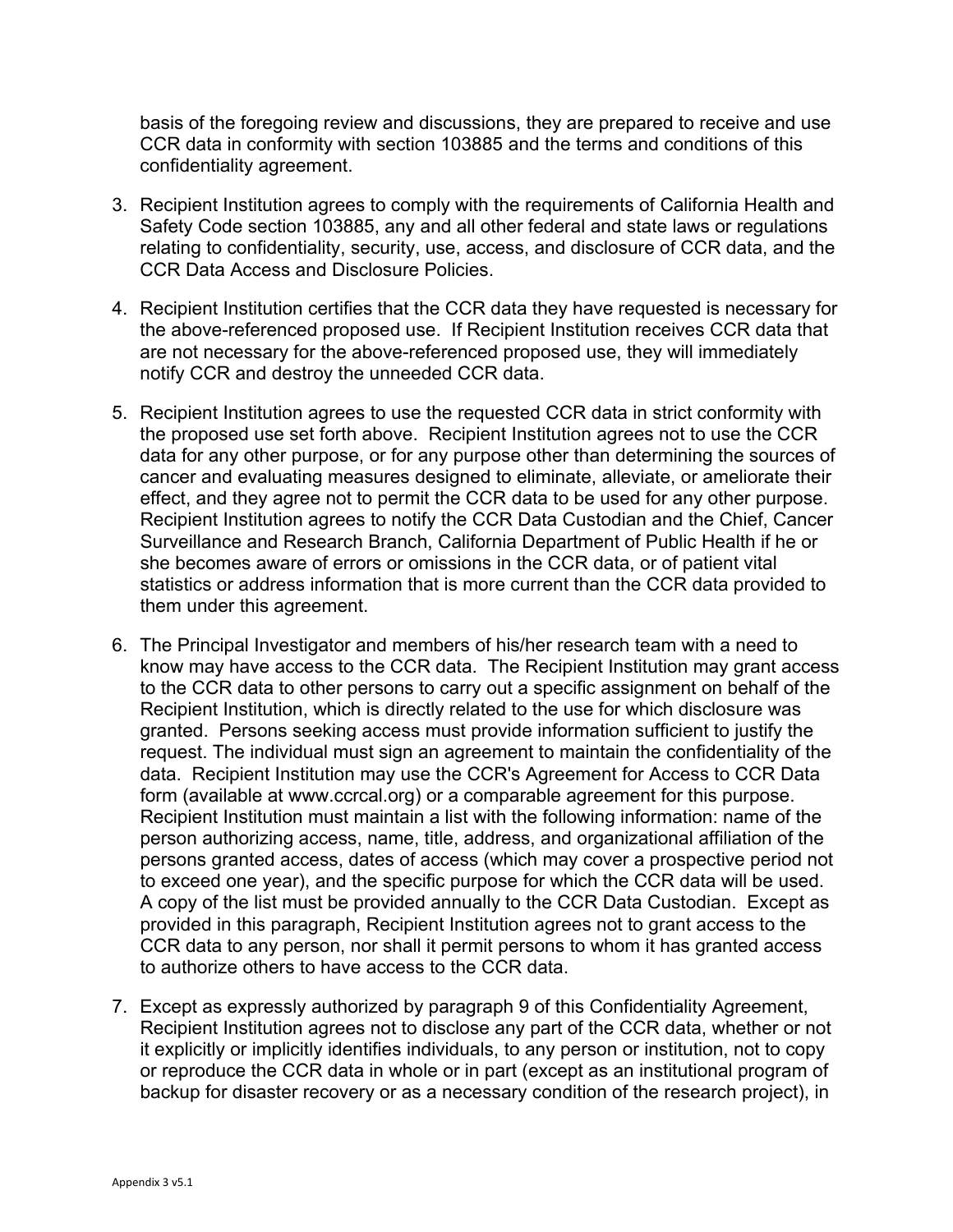basis of the foregoing review and discussions, they are prepared to receive and use CCR data in conformity with section 103885 and the terms and conditions of this confidentiality agreement.

3. Recipient Institution agrees to comply with the requirements of California Health and Safety Code section 103885, any and all other federal and state laws or regulations relating to confidentiality, security, use, access, and disclosure of CCR data, and the CCR Data Access and Disclosure Policies.

4. Recipient Institution certifies that the CCR data they have requested is necessary for the above-referenced proposed use. If Recipient Institution receives CCR data that are not necessary for the above-referenced proposed use, they will immediately notify CCR and destroy the unneeded CCR data.

5. Recipient Institution agrees to use the requested CCR data in strict conformity with the proposed use set forth above. Recipient Institution agrees not to use the CCR data for any other purpose, or for any purpose other than determining the sources of cancer and evaluating measures designed to eliminate, alleviate, or ameliorate their effect, and they agree not to permit the CCR data to be used for any other purpose. Recipient Institution agrees to notify the CCR Data Custodian and the Chief, Cancer Surveillance and Research Branch, California Department of Public Health if he or she becomes aware of errors or omissions in the CCR data, or of patient vital statistics or address information that is more current than the CCR data provided to them under this agreement.

6. The Principal Investigator and members of his/her research team with a need to know may have access to the CCR data. The Recipient Institution may grant access to the CCR data to other persons to carry out a specific assignment on behalf of the Recipient Institution, which is directly related to the use for which disclosure was granted. Persons seeking access must provide information sufficient to justify the request. The individual must sign an agreement to maintain the confidentiality of the data. Recipient Institution may use the CCR's Agreement for Access to CCR Data form (available at www.ccrcal.org) or a comparable agreement for this purpose. Recipient Institution must maintain a list with the following information: name of the person authorizing access, name, title, address, and organizational affiliation of the persons granted access, dates of access (which may cover a prospective period not to exceed one year), and the specific purpose for which the CCR data will be used. A copy of the list must be provided annually to the CCR Data Custodian. Except as provided in this paragraph, Recipient Institution agrees not to grant access to the CCR data to any person, nor shall it permit persons to whom it has granted access to authorize others to have access to the CCR data.

7. Except as expressly authorized by paragraph 9 of this Confidentiality Agreement, Recipient Institution agrees not to disclose any part of the CCR data, whether or not it explicitly or implicitly identifies individuals, to any person or institution, not to copy or reproduce the CCR data in whole or in part (except as an institutional program of backup for disaster recovery or as a necessary condition of the research project), in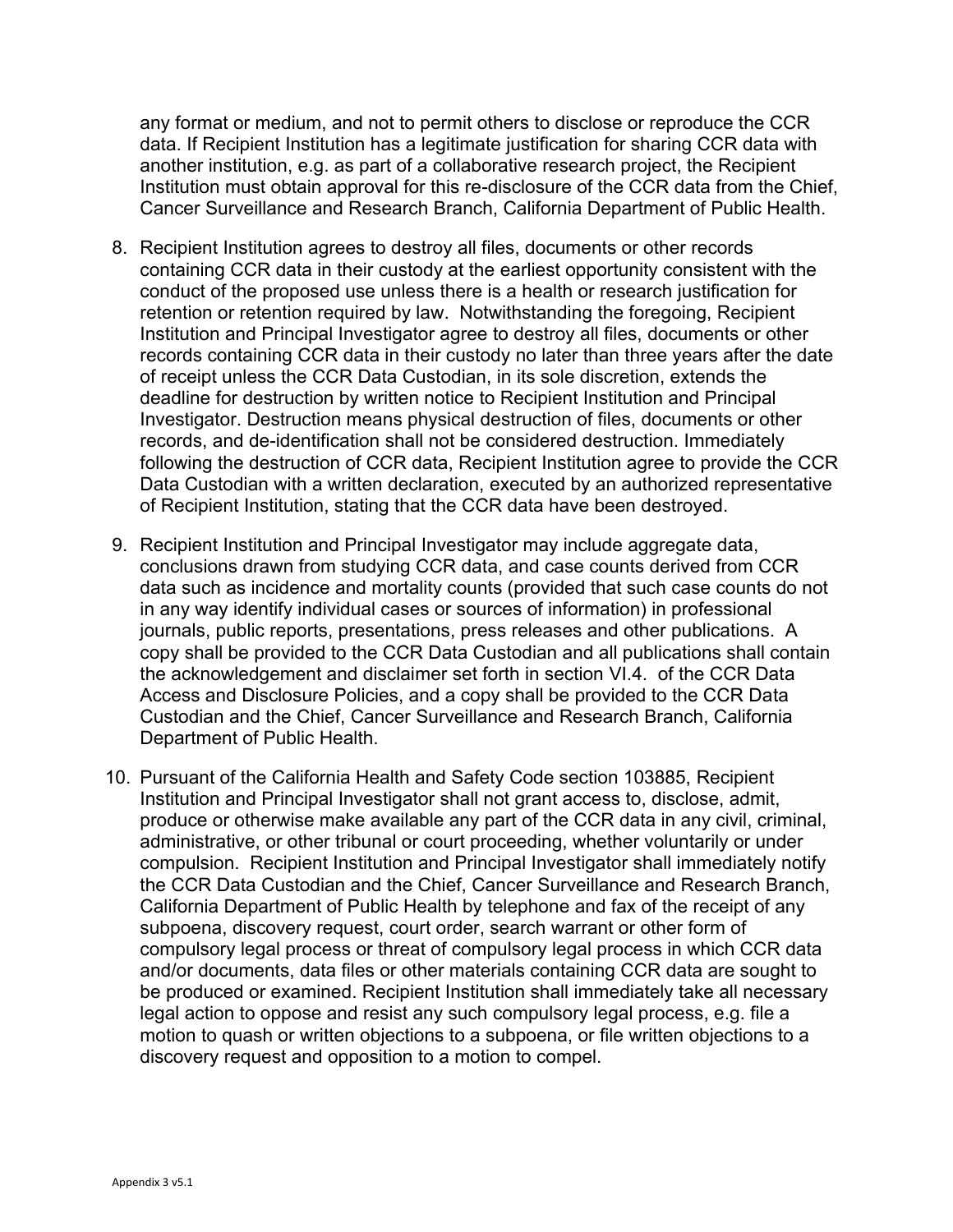any format or medium, and not to permit others to disclose or reproduce the CCR data. If Recipient Institution has a legitimate justification for sharing CCR data with another institution, e.g. as part of a collaborative research project, the Recipient Institution must obtain approval for this re-disclosure of the CCR data from the Chief, Cancer Surveillance and Research Branch, California Department of Public Health.

8. Recipient Institution agrees to destroy all files, documents or other records containing CCR data in their custody at the earliest opportunity consistent with the conduct of the proposed use unless there is a health or research justification for retention or retention required by law. Notwithstanding the foregoing, Recipient Institution and Principal Investigator agree to destroy all files, documents or other records containing CCR data in their custody no later than three years after the date of receipt unless the CCR Data Custodian, in its sole discretion, extends the deadline for destruction by written notice to Recipient Institution and Principal Investigator. Destruction means physical destruction of files, documents or other records, and de-identification shall not be considered destruction. Immediately following the destruction of CCR data, Recipient Institution agree to provide the CCR Data Custodian with a written declaration, executed by an authorized representative of Recipient Institution, stating that the CCR data have been destroyed.

9. Recipient Institution and Principal Investigator may include aggregate data, conclusions drawn from studying CCR data, and case counts derived from CCR data such as incidence and mortality counts (provided that such case counts do not in any way identify individual cases or sources of information) in professional journals, public reports, presentations, press releases and other publications. A copy shall be provided to the CCR Data Custodian and all publications shall contain the acknowledgement and disclaimer set forth in section VI.4. of the CCR Data Access and Disclosure Policies, and a copy shall be provided to the CCR Data Custodian and the Chief, Cancer Surveillance and Research Branch, California Department of Public Health.

10. Pursuant of the California Health and Safety Code section 103885, Recipient Institution and Principal Investigator shall not grant access to, disclose, admit, produce or otherwise make available any part of the CCR data in any civil, criminal, administrative, or other tribunal or court proceeding, whether voluntarily or under compulsion. Recipient Institution and Principal Investigator shall immediately notify the CCR Data Custodian and the Chief, Cancer Surveillance and Research Branch, California Department of Public Health by telephone and fax of the receipt of any subpoena, discovery request, court order, search warrant or other form of compulsory legal process or threat of compulsory legal process in which CCR data and/or documents, data files or other materials containing CCR data are sought to be produced or examined. Recipient Institution shall immediately take all necessary legal action to oppose and resist any such compulsory legal process, e.g. file a motion to quash or written objections to a subpoena, or file written objections to a discovery request and opposition to a motion to compel.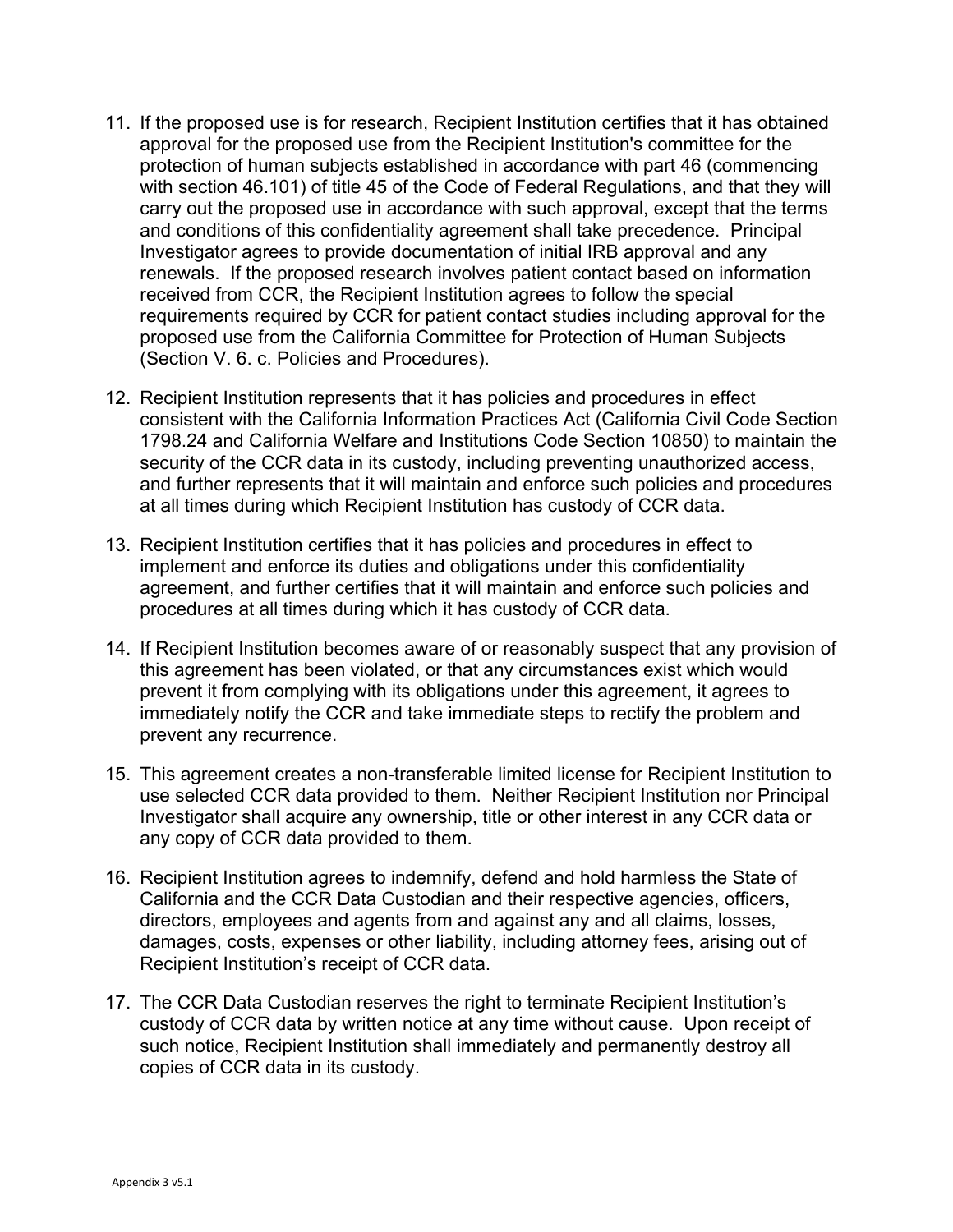11. If the proposed use is for research, Recipient Institution certifies that it has obtained approval for the proposed use from the Recipient Institution's committee for the protection of human subjects established in accordance with part 46 (commencing with section 46.101) of title 45 of the Code of Federal Regulations, and that they will carry out the proposed use in accordance with such approval, except that the terms and conditions of this confidentiality agreement shall take precedence. Principal Investigator agrees to provide documentation of initial IRB approval and any renewals. If the proposed research involves patient contact based on information received from CCR, the Recipient Institution agrees to follow the special requirements required by CCR for patient contact studies including approval for the proposed use from the California Committee for Protection of Human Subjects (Section V. 6. c. Policies and Procedures).

12. Recipient Institution represents that it has policies and procedures in effect consistent with the California Information Practices Act (California Civil Code Section 1798.24 and California Welfare and Institutions Code Section 10850) to maintain the security of the CCR data in its custody, including preventing unauthorized access, and further represents that it will maintain and enforce such policies and procedures at all times during which Recipient Institution has custody of CCR data.

13. Recipient Institution certifies that it has policies and procedures in effect to implement and enforce its duties and obligations under this confidentiality agreement, and further certifies that it will maintain and enforce such policies and procedures at all times during which it has custody of CCR data.

14. If Recipient Institution becomes aware of or reasonably suspect that any provision of this agreement has been violated, or that any circumstances exist which would prevent it from complying with its obligations under this agreement, it agrees to immediately notify the CCR and take immediate steps to rectify the problem and prevent any recurrence.

15. This agreement creates a non-transferable limited license for Recipient Institution to use selected CCR data provided to them. Neither Recipient Institution nor Principal Investigator shall acquire any ownership, title or other interest in any CCR data or any copy of CCR data provided to them.

16. Recipient Institution agrees to indemnify, defend and hold harmless the State of California and the CCR Data Custodian and their respective agencies, officers, directors, employees and agents from and against any and all claims, losses, damages, costs, expenses or other liability, including attorney fees, arising out of Recipient Institution's receipt of CCR data.

17. The CCR Data Custodian reserves the right to terminate Recipient Institution's custody of CCR data by written notice at any time without cause. Upon receipt of such notice, Recipient Institution shall immediately and permanently destroy all copies of CCR data in its custody.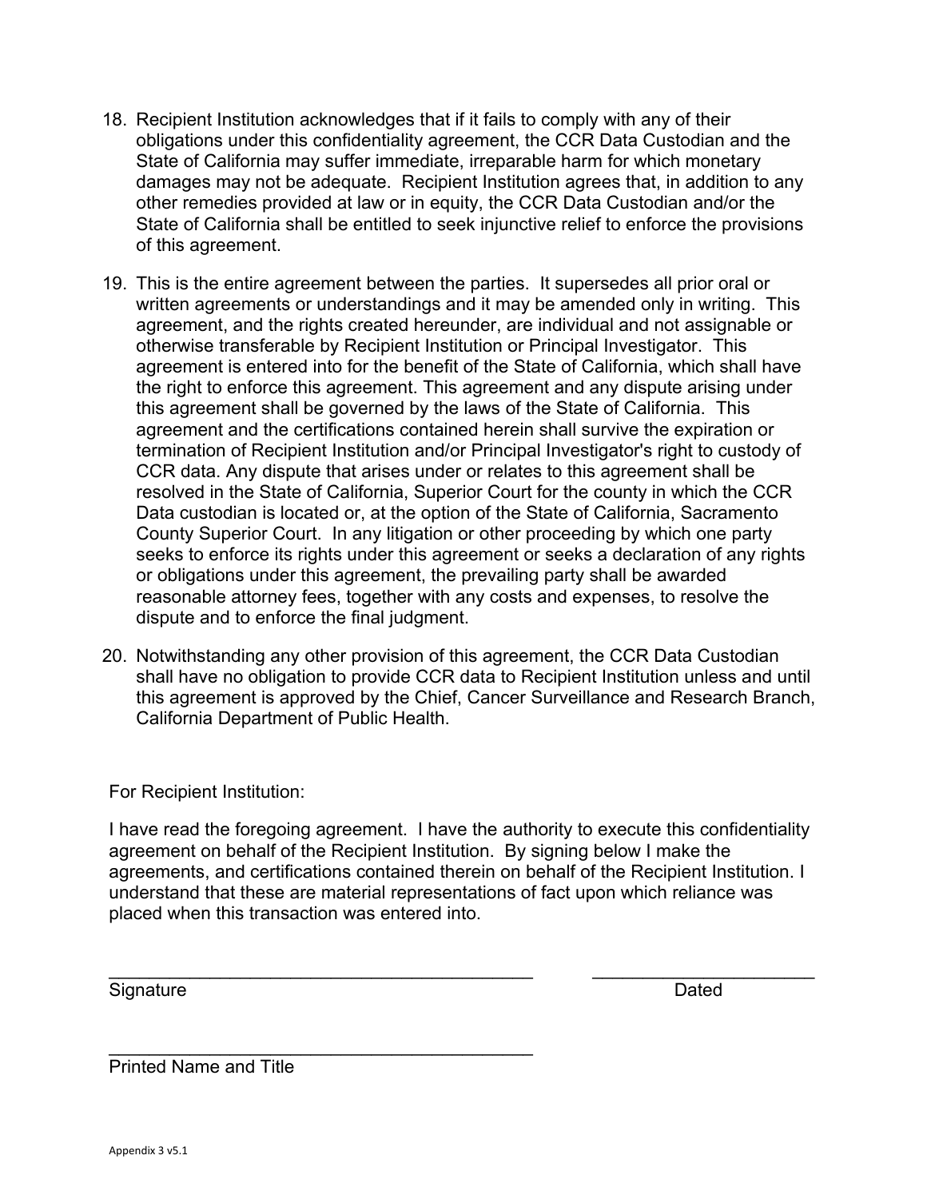18. Recipient Institution acknowledges that if it fails to comply with any of their obligations under this confidentiality agreement, the CCR Data Custodian and the State of California may suffer immediate, irreparable harm for which monetary damages may not be adequate. Recipient Institution agrees that, in addition to any other remedies provided at law or in equity, the CCR Data Custodian and/or the State of California shall be entitled to seek injunctive relief to enforce the provisions of this agreement.

19. This is the entire agreement between the parties. It supersedes all prior oral or written agreements or understandings and it may be amended only in writing. This agreement, and the rights created hereunder, are individual and not assignable or otherwise transferable by Recipient Institution or Principal Investigator. This agreement is entered into for the benefit of the State of California, which shall have the right to enforce this agreement. This agreement and any dispute arising under this agreement shall be governed by the laws of the State of California. This agreement and the certifications contained herein shall survive the expiration or termination of Recipient Institution and/or Principal Investigator's right to custody of CCR data. Any dispute that arises under or relates to this agreement shall be resolved in the State of California, Superior Court for the county in which the CCR Data custodian is located or, at the option of the State of California, Sacramento County Superior Court. In any litigation or other proceeding by which one party seeks to enforce its rights under this agreement or seeks a declaration of any rights or obligations under this agreement, the prevailing party shall be awarded reasonable attorney fees, together with any costs and expenses, to resolve the dispute and to enforce the final judgment.

20. Notwithstanding any other provision of this agreement, the CCR Data Custodian shall have no obligation to provide CCR data to Recipient Institution unless and until this agreement is approved by the Chief, Cancer Surveillance and Research Branch, California Department of Public Health.

For Recipient Institution:

I have read the foregoing agreement. I have the authority to execute this confidentiality agreement on behalf of the Recipient Institution. By signing below I make the agreements, and certifications contained therein on behalf of the Recipient Institution. I understand that these are material representations of fact upon which reliance was placed when this transaction was entered into.

\_\_\_\_\_\_\_\_\_\_\_\_\_\_\_\_\_\_\_\_\_\_\_\_\_\_\_\_\_\_\_\_\_\_\_\_\_\_\_\_\_\_ \_\_\_\_\_\_\_\_\_\_\_\_\_\_\_\_\_\_\_\_\_\_
Signature Dated

\_\_\_\_\_\_\_\_\_\_\_\_\_\_\_\_\_\_\_\_\_\_\_\_\_\_\_\_\_\_\_\_\_\_\_\_\_\_\_\_\_\_
Printed Name and Title

Appendix 3 v5.1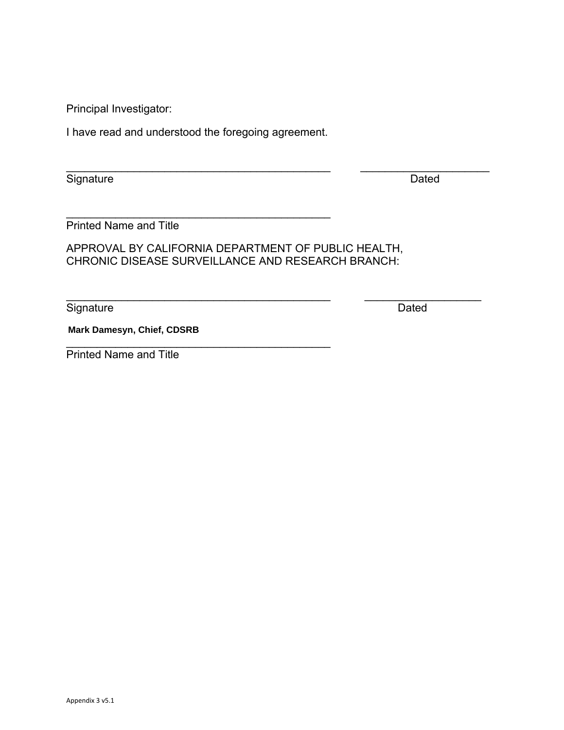Principal Investigator:

I have read and understood the foregoing agreement.

_____________________________________________ _____________________

Signature Dated

_____________________________________________

Printed Name and Title

APPROVAL BY CALIFORNIA DEPARTMENT OF PUBLIC HEALTH,
CHRONIC DISEASE SURVEILLANCE AND RESEARCH BRANCH:

_____________________________________________ ___________________

Signature Dated

**Mark Damesyn, Chief, CDSRB**

_____________________________________________

Printed Name and Title

Appendix 3 v5.1